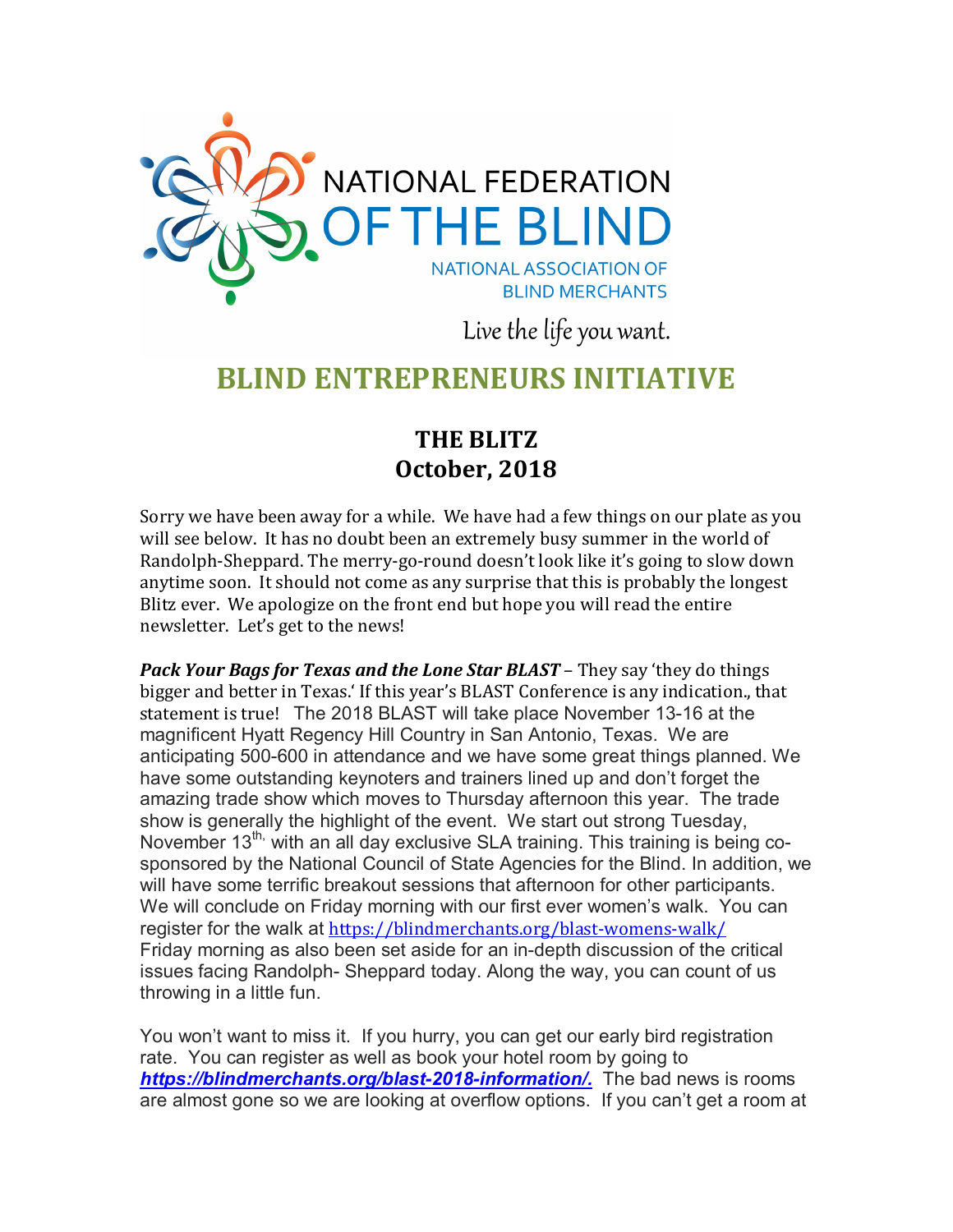NATIONAL FEDERATION OF THE BLIND

NATIONAL ASSOCIATION OF BLIND MERCHANTS

Live the life you want.

# BLIND ENTREPRENEURS INITIATIVE

## THE BLITZ
## October, 2018

Sorry we have been away for a while. We have had a few things on our plate as you will see below. It has no doubt been an extremely busy summer in the world of Randolph-Sheppard. The merry-go-round doesn't look like it's going to slow down anytime soon. It should not come as any surprise that this is probably the longest Blitz ever. We apologize on the front end but hope you will read the entire newsletter. Let's get to the news!

***Pack Your Bags for Texas and the Lone Star BLAST*** – They say 'they do things bigger and better in Texas.' If this year's BLAST Conference is any indication., that statement is true! The 2018 BLAST will take place November 13-16 at the magnificent Hyatt Regency Hill Country in San Antonio, Texas. We are anticipating 500-600 in attendance and we have some great things planned. We have some outstanding keynoters and trainers lined up and don't forget the amazing trade show which moves to Thursday afternoon this year. The trade show is generally the highlight of the event. We start out strong Tuesday, November 13th, with an all day exclusive SLA training. This training is being co-sponsored by the National Council of State Agencies for the Blind. In addition, we will have some terrific breakout sessions that afternoon for other participants. We will conclude on Friday morning with our first ever women's walk. You can register for the walk at https://blindmerchants.org/blast-womens-walk/ Friday morning as also been set aside for an in-depth discussion of the critical issues facing Randolph- Sheppard today. Along the way, you can count of us throwing in a little fun.

You won't want to miss it. If you hurry, you can get our early bird registration rate. You can register as well as book your hotel room by going to ***https://blindmerchants.org/blast-2018-information/.*** The bad news is rooms are almost gone so we are looking at overflow options. If you can't get a room at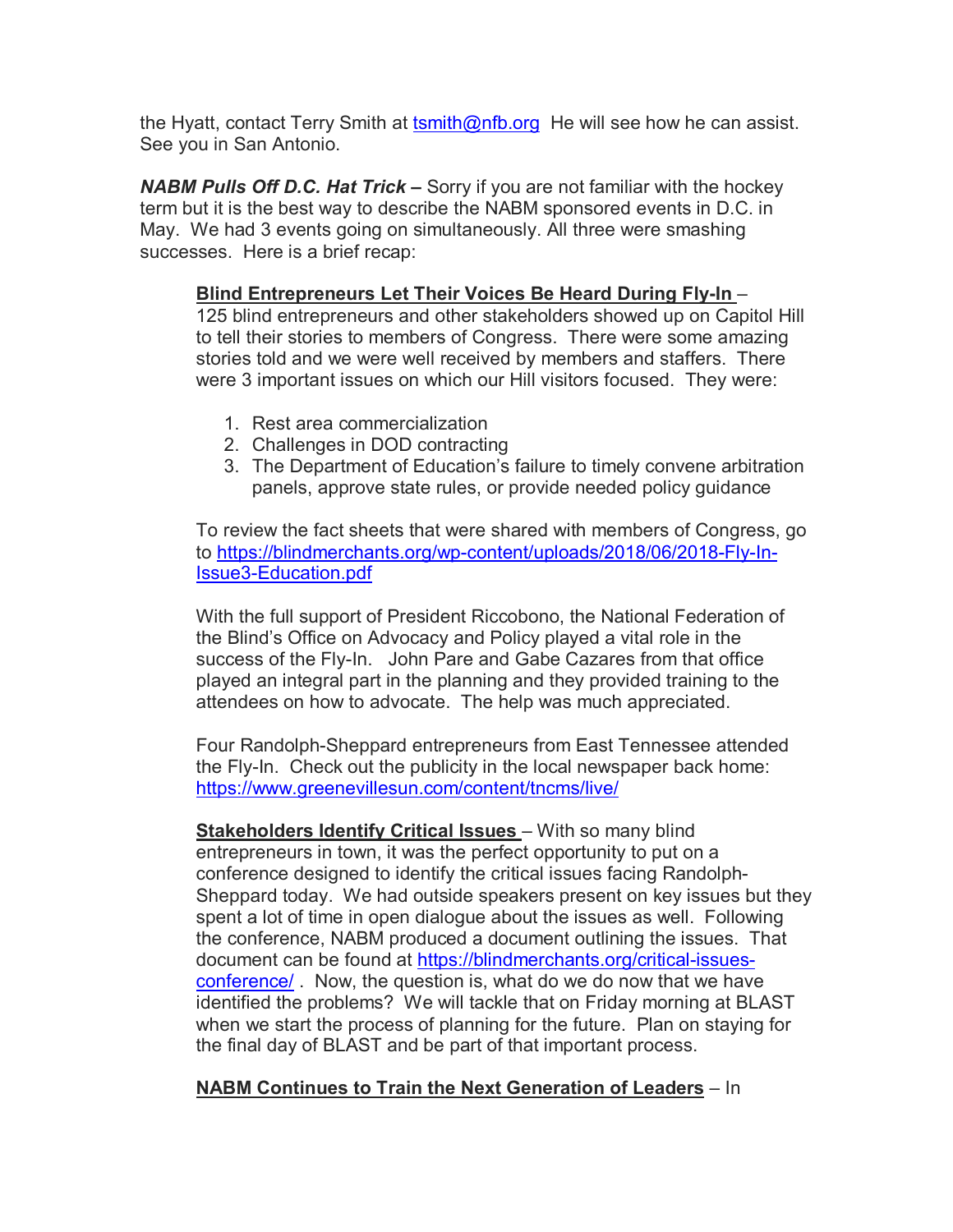the Hyatt, contact Terry Smith at [tsmith@nfb.org](mailto:tsmith@nfb.org) He will see how he can assist. See you in San Antonio.

***NABM Pulls Off D.C. Hat Trick –*** Sorry if you are not familiar with the hockey term but it is the best way to describe the NABM sponsored events in D.C. in May. We had 3 events going on simultaneously. All three were smashing successes. Here is a brief recap:

**Blind Entrepreneurs Let Their Voices Be Heard During Fly-In** – 125 blind entrepreneurs and other stakeholders showed up on Capitol Hill to tell their stories to members of Congress. There were some amazing stories told and we were well received by members and staffers. There were 3 important issues on which our Hill visitors focused. They were:

1. Rest area commercialization
2. Challenges in DOD contracting
3. The Department of Education's failure to timely convene arbitration panels, approve state rules, or provide needed policy guidance

To review the fact sheets that were shared with members of Congress, go to [https://blindmerchants.org/wp-content/uploads/2018/06/2018-Fly-In-Issue3-Education.pdf](https://blindmerchants.org/wp-content/uploads/2018/06/2018-Fly-In-Issue3-Education.pdf)

With the full support of President Riccobono, the National Federation of the Blind's Office on Advocacy and Policy played a vital role in the success of the Fly-In. John Pare and Gabe Cazares from that office played an integral part in the planning and they provided training to the attendees on how to advocate. The help was much appreciated.

Four Randolph-Sheppard entrepreneurs from East Tennessee attended the Fly-In. Check out the publicity in the local newspaper back home: [https://www.greenevillesun.com/content/tncms/live/](https://www.greenevillesun.com/content/tncms/live/)

**Stakeholders Identify Critical Issues** – With so many blind entrepreneurs in town, it was the perfect opportunity to put on a conference designed to identify the critical issues facing Randolph-Sheppard today. We had outside speakers present on key issues but they spent a lot of time in open dialogue about the issues as well. Following the conference, NABM produced a document outlining the issues. That document can be found at [https://blindmerchants.org/critical-issues-conference/](https://blindmerchants.org/critical-issues-conference/) . Now, the question is, what do we do now that we have identified the problems? We will tackle that on Friday morning at BLAST when we start the process of planning for the future. Plan on staying for the final day of BLAST and be part of that important process.

**NABM Continues to Train the Next Generation of Leaders** – In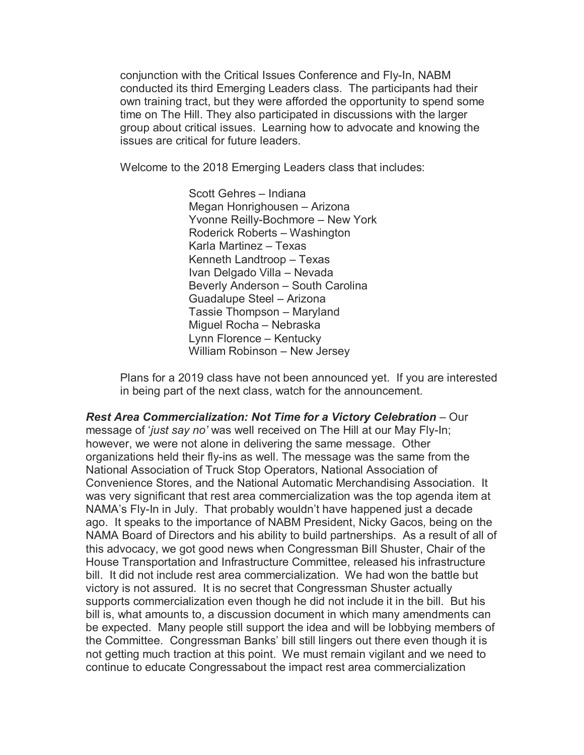conjunction with the Critical Issues Conference and Fly-In, NABM conducted its third Emerging Leaders class. The participants had their own training tract, but they were afforded the opportunity to spend some time on The Hill. They also participated in discussions with the larger group about critical issues. Learning how to advocate and knowing the issues are critical for future leaders.

Welcome to the 2018 Emerging Leaders class that includes:

Scott Gehres – Indiana
Megan Honrighousen – Arizona
Yvonne Reilly-Bochmore – New York
Roderick Roberts – Washington
Karla Martinez – Texas
Kenneth Landtroop – Texas
Ivan Delgado Villa – Nevada
Beverly Anderson – South Carolina
Guadalupe Steel – Arizona
Tassie Thompson – Maryland
Miguel Rocha – Nebraska
Lynn Florence – Kentucky
William Robinson – New Jersey

Plans for a 2019 class have not been announced yet. If you are interested in being part of the next class, watch for the announcement.

***Rest Area Commercialization: Not Time for a Victory Celebration*** – Our message of '*just say no'* was well received on The Hill at our May Fly-In; however, we were not alone in delivering the same message. Other organizations held their fly-ins as well. The message was the same from the National Association of Truck Stop Operators, National Association of Convenience Stores, and the National Automatic Merchandising Association. It was very significant that rest area commercialization was the top agenda item at NAMA's Fly-In in July. That probably wouldn't have happened just a decade ago. It speaks to the importance of NABM President, Nicky Gacos, being on the NAMA Board of Directors and his ability to build partnerships. As a result of all of this advocacy, we got good news when Congressman Bill Shuster, Chair of the House Transportation and Infrastructure Committee, released his infrastructure bill. It did not include rest area commercialization. We had won the battle but victory is not assured. It is no secret that Congressman Shuster actually supports commercialization even though he did not include it in the bill. But his bill is, what amounts to, a discussion document in which many amendments can be expected. Many people still support the idea and will be lobbying members of the Committee. Congressman Banks' bill still lingers out there even though it is not getting much traction at this point. We must remain vigilant and we need to continue to educate Congressabout the impact rest area commercialization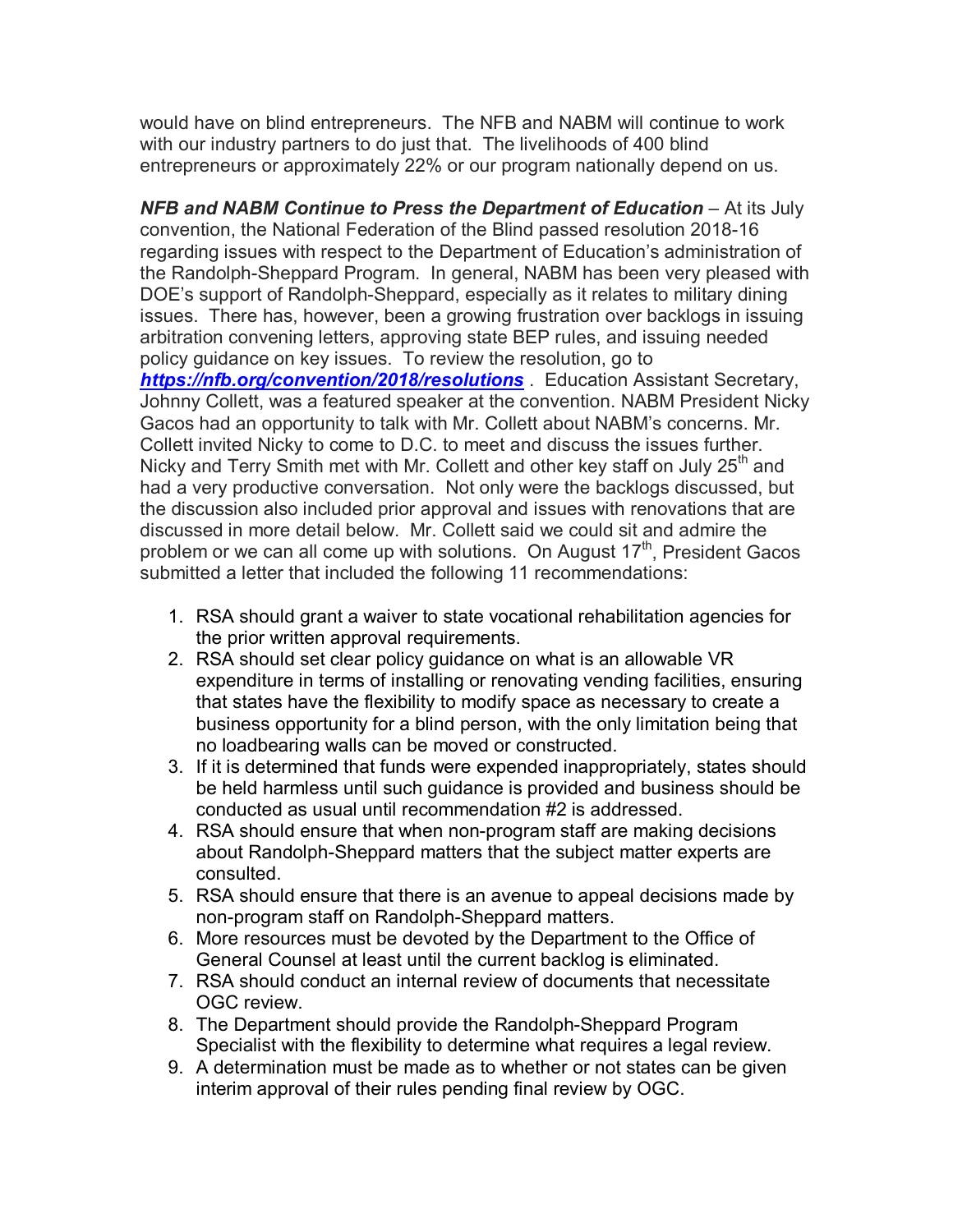would have on blind entrepreneurs. The NFB and NABM will continue to work with our industry partners to do just that. The livelihoods of 400 blind entrepreneurs or approximately 22% or our program nationally depend on us.

***NFB and NABM Continue to Press the Department of Education*** – At its July convention, the National Federation of the Blind passed resolution 2018-16 regarding issues with respect to the Department of Education's administration of the Randolph-Sheppard Program. In general, NABM has been very pleased with DOE's support of Randolph-Sheppard, especially as it relates to military dining issues. There has, however, been a growing frustration over backlogs in issuing arbitration convening letters, approving state BEP rules, and issuing needed policy guidance on key issues. To review the resolution, go to ***https://nfb.org/convention/2018/resolutions*** . Education Assistant Secretary, Johnny Collett, was a featured speaker at the convention. NABM President Nicky Gacos had an opportunity to talk with Mr. Collett about NABM's concerns. Mr. Collett invited Nicky to come to D.C. to meet and discuss the issues further. Nicky and Terry Smith met with Mr. Collett and other key staff on July 25th and had a very productive conversation. Not only were the backlogs discussed, but the discussion also included prior approval and issues with renovations that are discussed in more detail below. Mr. Collett said we could sit and admire the problem or we can all come up with solutions. On August 17th, President Gacos submitted a letter that included the following 11 recommendations:

1. RSA should grant a waiver to state vocational rehabilitation agencies for the prior written approval requirements.
2. RSA should set clear policy guidance on what is an allowable VR expenditure in terms of installing or renovating vending facilities, ensuring that states have the flexibility to modify space as necessary to create a business opportunity for a blind person, with the only limitation being that no loadbearing walls can be moved or constructed.
3. If it is determined that funds were expended inappropriately, states should be held harmless until such guidance is provided and business should be conducted as usual until recommendation #2 is addressed.
4. RSA should ensure that when non-program staff are making decisions about Randolph-Sheppard matters that the subject matter experts are consulted.
5. RSA should ensure that there is an avenue to appeal decisions made by non-program staff on Randolph-Sheppard matters.
6. More resources must be devoted by the Department to the Office of General Counsel at least until the current backlog is eliminated.
7. RSA should conduct an internal review of documents that necessitate OGC review.
8. The Department should provide the Randolph-Sheppard Program Specialist with the flexibility to determine what requires a legal review.
9. A determination must be made as to whether or not states can be given interim approval of their rules pending final review by OGC.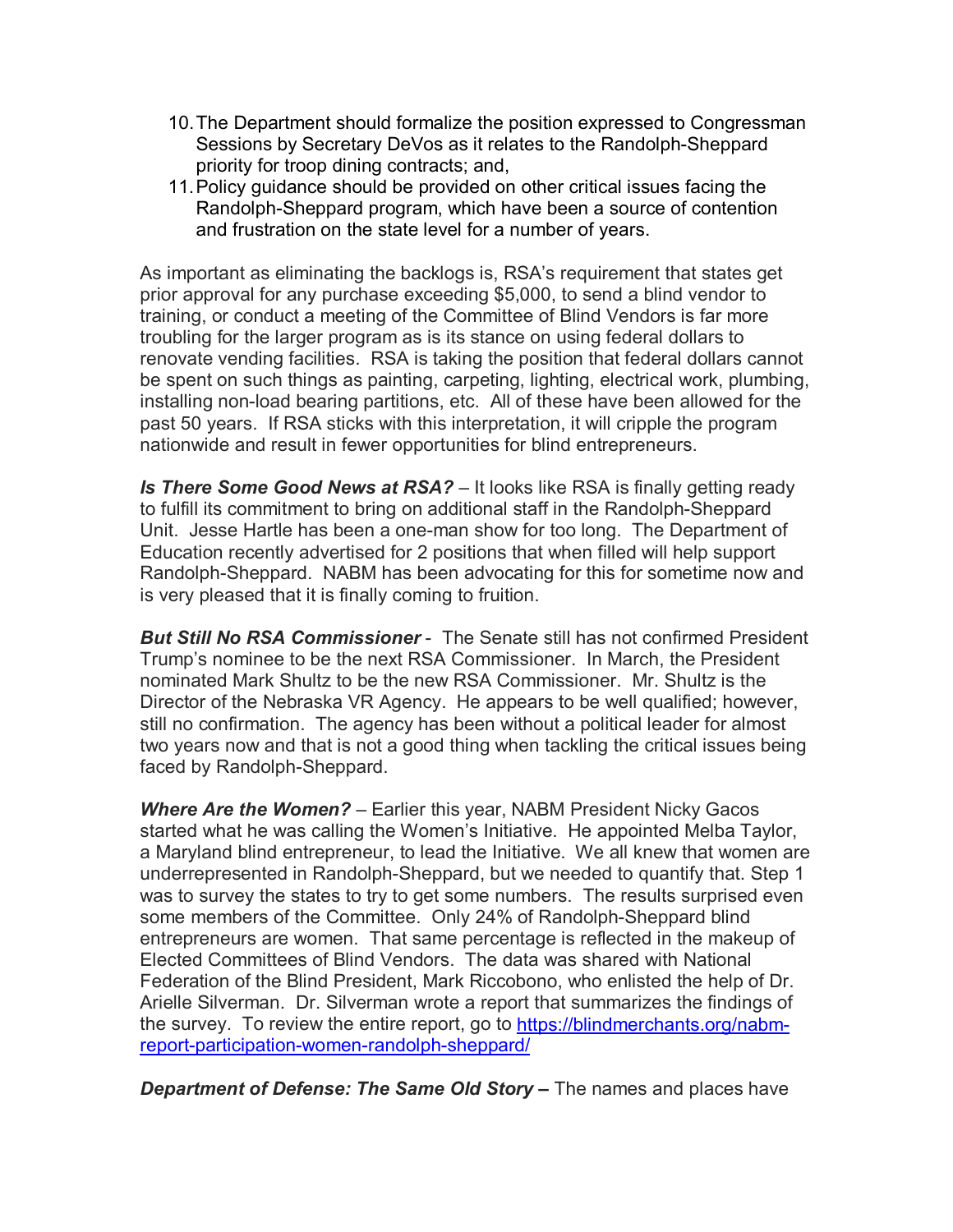10. The Department should formalize the position expressed to Congressman Sessions by Secretary DeVos as it relates to the Randolph-Sheppard priority for troop dining contracts; and,
11. Policy guidance should be provided on other critical issues facing the Randolph-Sheppard program, which have been a source of contention and frustration on the state level for a number of years.

As important as eliminating the backlogs is, RSA's requirement that states get prior approval for any purchase exceeding $5,000, to send a blind vendor to training, or conduct a meeting of the Committee of Blind Vendors is far more troubling for the larger program as is its stance on using federal dollars to renovate vending facilities. RSA is taking the position that federal dollars cannot be spent on such things as painting, carpeting, lighting, electrical work, plumbing, installing non-load bearing partitions, etc. All of these have been allowed for the past 50 years. If RSA sticks with this interpretation, it will cripple the program nationwide and result in fewer opportunities for blind entrepreneurs.

***Is There Some Good News at RSA?*** – It looks like RSA is finally getting ready to fulfill its commitment to bring on additional staff in the Randolph-Sheppard Unit. Jesse Hartle has been a one-man show for too long. The Department of Education recently advertised for 2 positions that when filled will help support Randolph-Sheppard. NABM has been advocating for this for sometime now and is very pleased that it is finally coming to fruition.

***But Still No RSA Commissioner*** - The Senate still has not confirmed President Trump's nominee to be the next RSA Commissioner. In March, the President nominated Mark Shultz to be the new RSA Commissioner. Mr. Shultz is the Director of the Nebraska VR Agency. He appears to be well qualified; however, still no confirmation. The agency has been without a political leader for almost two years now and that is not a good thing when tackling the critical issues being faced by Randolph-Sheppard.

***Where Are the Women?*** – Earlier this year, NABM President Nicky Gacos started what he was calling the Women's Initiative. He appointed Melba Taylor, a Maryland blind entrepreneur, to lead the Initiative. We all knew that women are underrepresented in Randolph-Sheppard, but we needed to quantify that. Step 1 was to survey the states to try to get some numbers. The results surprised even some members of the Committee. Only 24% of Randolph-Sheppard blind entrepreneurs are women. That same percentage is reflected in the makeup of Elected Committees of Blind Vendors. The data was shared with National Federation of the Blind President, Mark Riccobono, who enlisted the help of Dr. Arielle Silverman. Dr. Silverman wrote a report that summarizes the findings of the survey. To review the entire report, go to [https://blindmerchants.org/nabm-report-participation-women-randolph-sheppard/](https://blindmerchants.org/nabm-report-participation-women-randolph-sheppard/)

***Department of Defense: The Same Old Story –*** The names and places have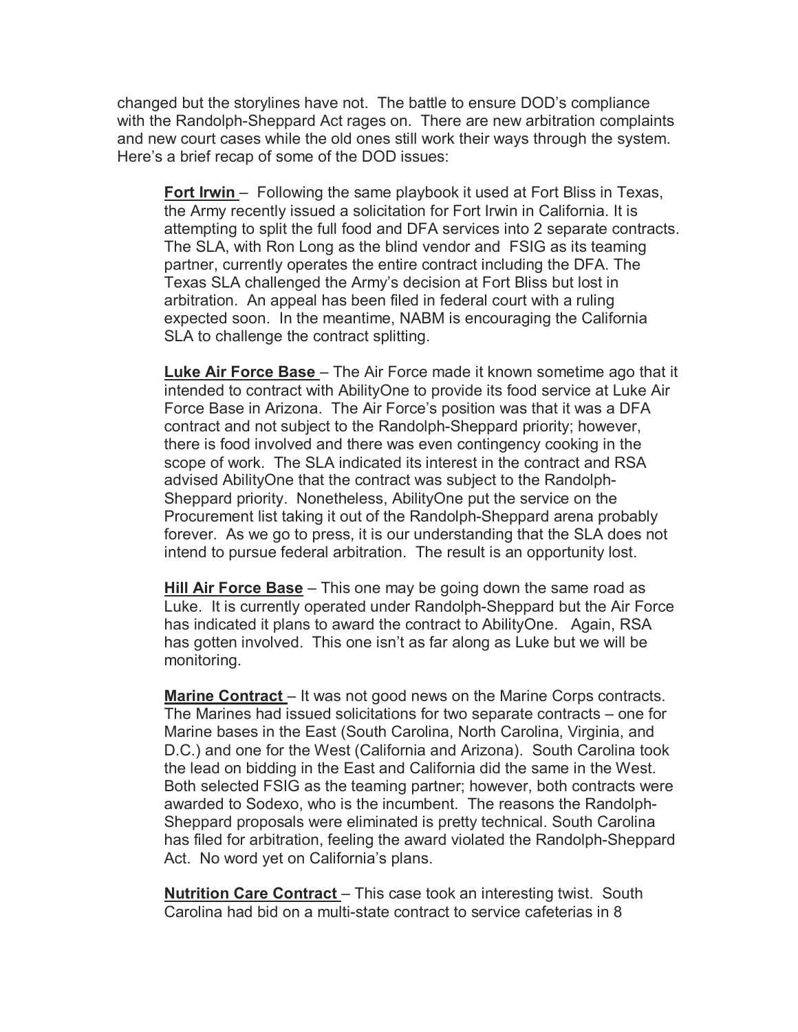changed but the storylines have not. The battle to ensure DOD's compliance with the Randolph-Sheppard Act rages on. There are new arbitration complaints and new court cases while the old ones still work their ways through the system. Here's a brief recap of some of the DOD issues:

**Fort Irwin** – Following the same playbook it used at Fort Bliss in Texas, the Army recently issued a solicitation for Fort Irwin in California. It is attempting to split the full food and DFA services into 2 separate contracts. The SLA, with Ron Long as the blind vendor and FSIG as its teaming partner, currently operates the entire contract including the DFA. The Texas SLA challenged the Army's decision at Fort Bliss but lost in arbitration. An appeal has been filed in federal court with a ruling expected soon. In the meantime, NABM is encouraging the California SLA to challenge the contract splitting.

**Luke Air Force Base** – The Air Force made it known sometime ago that it intended to contract with AbilityOne to provide its food service at Luke Air Force Base in Arizona. The Air Force's position was that it was a DFA contract and not subject to the Randolph-Sheppard priority; however, there is food involved and there was even contingency cooking in the scope of work. The SLA indicated its interest in the contract and RSA advised AbilityOne that the contract was subject to the Randolph-Sheppard priority. Nonetheless, AbilityOne put the service on the Procurement list taking it out of the Randolph-Sheppard arena probably forever. As we go to press, it is our understanding that the SLA does not intend to pursue federal arbitration. The result is an opportunity lost.

**Hill Air Force Base** – This one may be going down the same road as Luke. It is currently operated under Randolph-Sheppard but the Air Force has indicated it plans to award the contract to AbilityOne. Again, RSA has gotten involved. This one isn't as far along as Luke but we will be monitoring.

**Marine Contract** – It was not good news on the Marine Corps contracts. The Marines had issued solicitations for two separate contracts – one for Marine bases in the East (South Carolina, North Carolina, Virginia, and D.C.) and one for the West (California and Arizona). South Carolina took the lead on bidding in the East and California did the same in the West. Both selected FSIG as the teaming partner; however, both contracts were awarded to Sodexo, who is the incumbent. The reasons the Randolph-Sheppard proposals were eliminated is pretty technical. South Carolina has filed for arbitration, feeling the award violated the Randolph-Sheppard Act. No word yet on California's plans.

**Nutrition Care Contract** – This case took an interesting twist. South Carolina had bid on a multi-state contract to service cafeterias in 8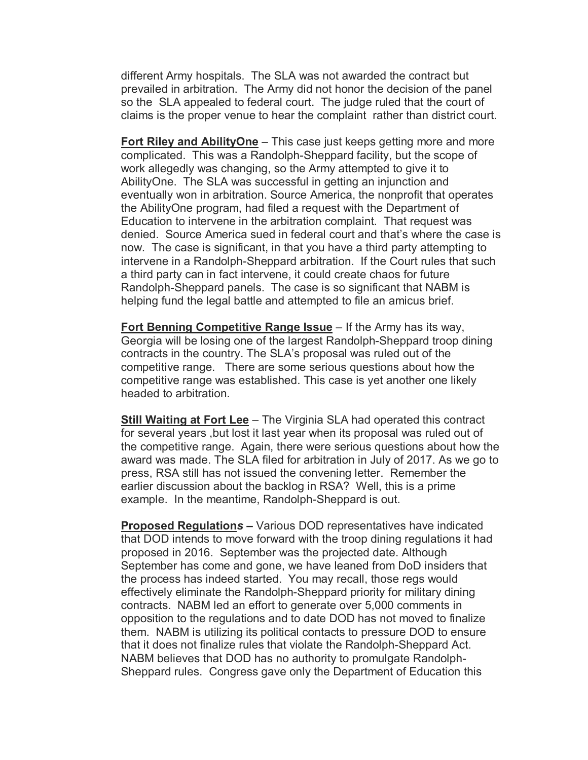different Army hospitals. The SLA was not awarded the contract but prevailed in arbitration. The Army did not honor the decision of the panel so the SLA appealed to federal court. The judge ruled that the court of claims is the proper venue to hear the complaint rather than district court.

**Fort Riley and AbilityOne** – This case just keeps getting more and more complicated. This was a Randolph-Sheppard facility, but the scope of work allegedly was changing, so the Army attempted to give it to AbilityOne. The SLA was successful in getting an injunction and eventually won in arbitration. Source America, the nonprofit that operates the AbilityOne program, had filed a request with the Department of Education to intervene in the arbitration complaint. That request was denied. Source America sued in federal court and that's where the case is now. The case is significant, in that you have a third party attempting to intervene in a Randolph-Sheppard arbitration. If the Court rules that such a third party can in fact intervene, it could create chaos for future Randolph-Sheppard panels. The case is so significant that NABM is helping fund the legal battle and attempted to file an amicus brief.

**Fort Benning Competitive Range Issue** – If the Army has its way, Georgia will be losing one of the largest Randolph-Sheppard troop dining contracts in the country. The SLA's proposal was ruled out of the competitive range. There are some serious questions about how the competitive range was established. This case is yet another one likely headed to arbitration.

**Still Waiting at Fort Lee** – The Virginia SLA had operated this contract for several years ,but lost it last year when its proposal was ruled out of the competitive range. Again, there were serious questions about how the award was made. The SLA filed for arbitration in July of 2017. As we go to press, RSA still has not issued the convening letter. Remember the earlier discussion about the backlog in RSA? Well, this is a prime example. In the meantime, Randolph-Sheppard is out.

**Proposed Regulations –** Various DOD representatives have indicated that DOD intends to move forward with the troop dining regulations it had proposed in 2016. September was the projected date. Although September has come and gone, we have leaned from DoD insiders that the process has indeed started. You may recall, those regs would effectively eliminate the Randolph-Sheppard priority for military dining contracts. NABM led an effort to generate over 5,000 comments in opposition to the regulations and to date DOD has not moved to finalize them. NABM is utilizing its political contacts to pressure DOD to ensure that it does not finalize rules that violate the Randolph-Sheppard Act. NABM believes that DOD has no authority to promulgate Randolph-Sheppard rules. Congress gave only the Department of Education this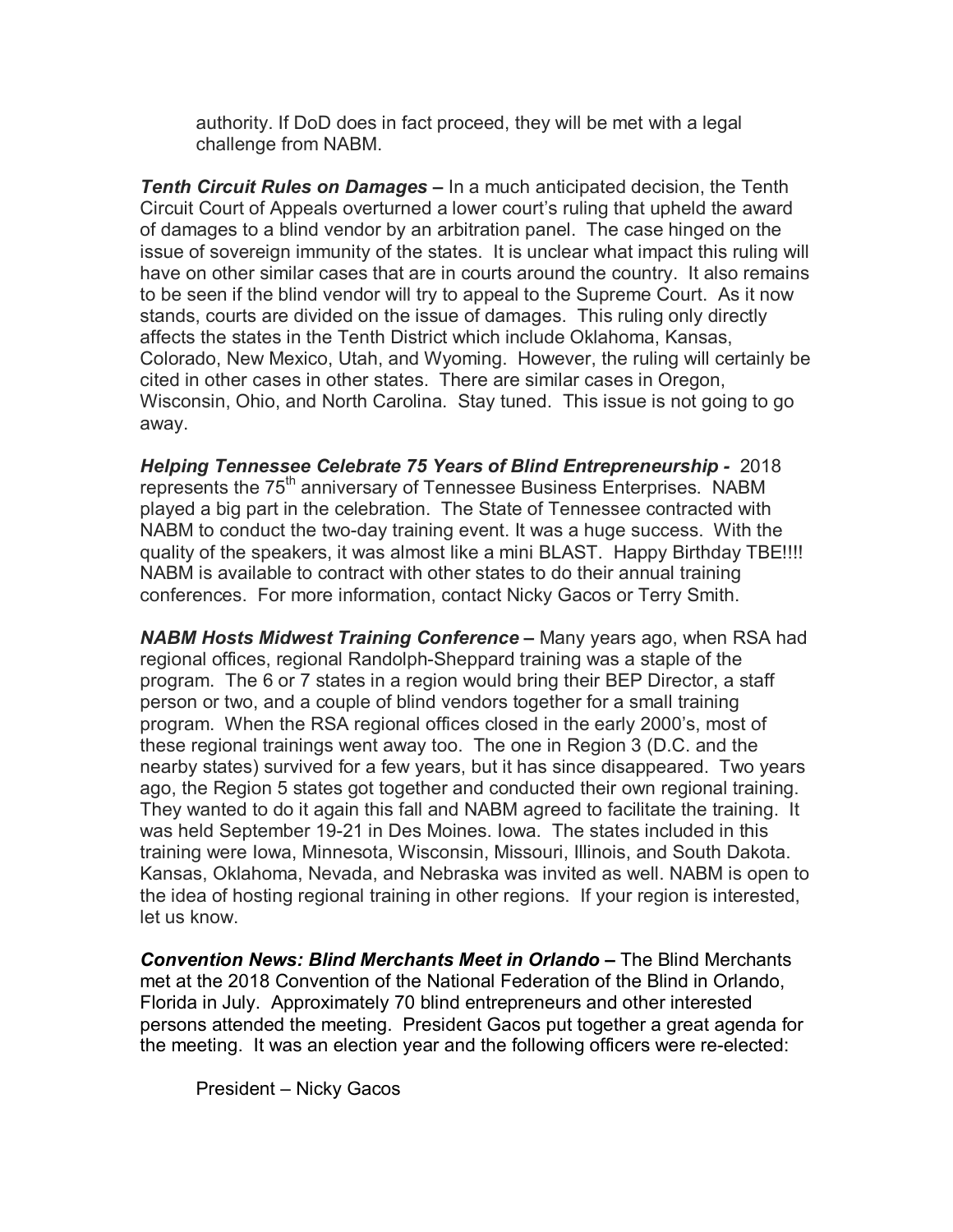authority. If DoD does in fact proceed, they will be met with a legal challenge from NABM.

***Tenth Circuit Rules on Damages –*** In a much anticipated decision, the Tenth Circuit Court of Appeals overturned a lower court's ruling that upheld the award of damages to a blind vendor by an arbitration panel. The case hinged on the issue of sovereign immunity of the states. It is unclear what impact this ruling will have on other similar cases that are in courts around the country. It also remains to be seen if the blind vendor will try to appeal to the Supreme Court. As it now stands, courts are divided on the issue of damages. This ruling only directly affects the states in the Tenth District which include Oklahoma, Kansas, Colorado, New Mexico, Utah, and Wyoming. However, the ruling will certainly be cited in other cases in other states. There are similar cases in Oregon, Wisconsin, Ohio, and North Carolina. Stay tuned. This issue is not going to go away.

***Helping Tennessee Celebrate 75 Years of Blind Entrepreneurship -*** 2018 represents the 75th anniversary of Tennessee Business Enterprises. NABM played a big part in the celebration. The State of Tennessee contracted with NABM to conduct the two-day training event. It was a huge success. With the quality of the speakers, it was almost like a mini BLAST. Happy Birthday TBE!!!! NABM is available to contract with other states to do their annual training conferences. For more information, contact Nicky Gacos or Terry Smith.

***NABM Hosts Midwest Training Conference –*** Many years ago, when RSA had regional offices, regional Randolph-Sheppard training was a staple of the program. The 6 or 7 states in a region would bring their BEP Director, a staff person or two, and a couple of blind vendors together for a small training program. When the RSA regional offices closed in the early 2000's, most of these regional trainings went away too. The one in Region 3 (D.C. and the nearby states) survived for a few years, but it has since disappeared. Two years ago, the Region 5 states got together and conducted their own regional training. They wanted to do it again this fall and NABM agreed to facilitate the training. It was held September 19-21 in Des Moines. Iowa. The states included in this training were Iowa, Minnesota, Wisconsin, Missouri, Illinois, and South Dakota. Kansas, Oklahoma, Nevada, and Nebraska was invited as well. NABM is open to the idea of hosting regional training in other regions. If your region is interested, let us know.

***Convention News: Blind Merchants Meet in Orlando –*** The Blind Merchants met at the 2018 Convention of the National Federation of the Blind in Orlando, Florida in July. Approximately 70 blind entrepreneurs and other interested persons attended the meeting. President Gacos put together a great agenda for the meeting. It was an election year and the following officers were re-elected:

President – Nicky Gacos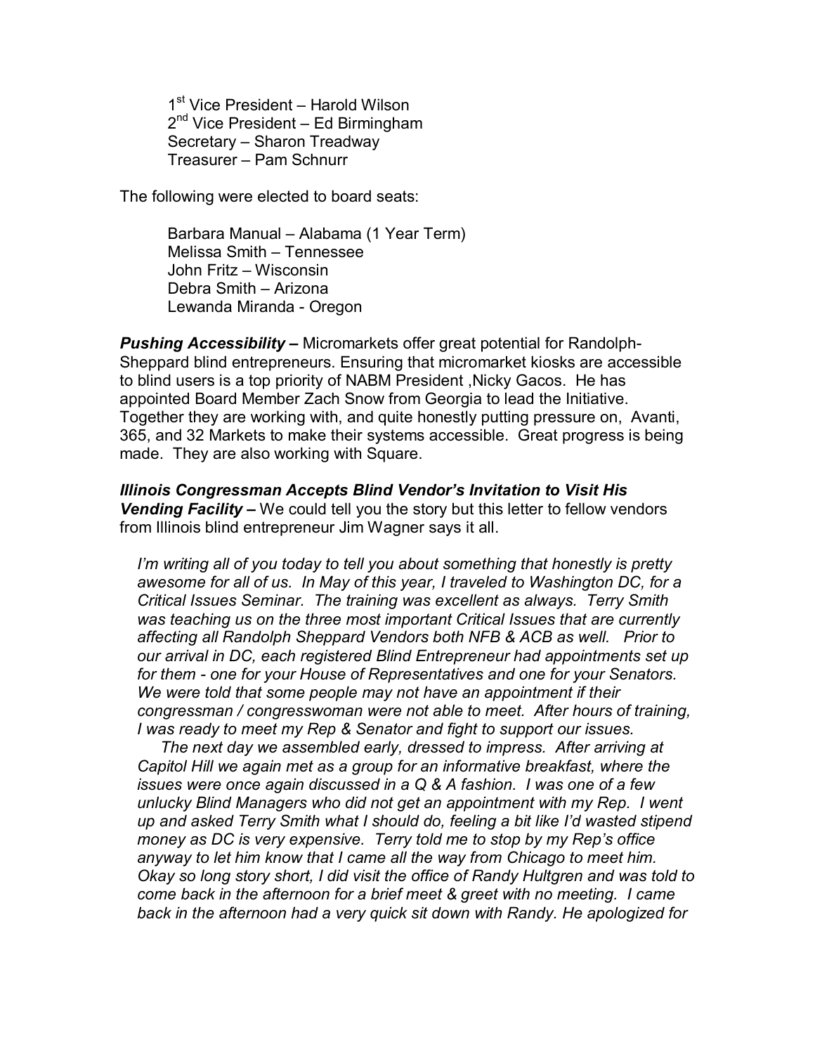1st Vice President – Harold Wilson
2nd Vice President – Ed Birmingham
Secretary – Sharon Treadway
Treasurer – Pam Schnurr

The following were elected to board seats:

Barbara Manual – Alabama (1 Year Term)
Melissa Smith – Tennessee
John Fritz – Wisconsin
Debra Smith – Arizona
Lewanda Miranda - Oregon

***Pushing Accessibility –*** Micromarkets offer great potential for Randolph-Sheppard blind entrepreneurs. Ensuring that micromarket kiosks are accessible to blind users is a top priority of NABM President ,Nicky Gacos. He has appointed Board Member Zach Snow from Georgia to lead the Initiative. Together they are working with, and quite honestly putting pressure on, Avanti, 365, and 32 Markets to make their systems accessible. Great progress is being made. They are also working with Square.

***Illinois Congressman Accepts Blind Vendor's Invitation to Visit His Vending Facility –*** We could tell you the story but this letter to fellow vendors from Illinois blind entrepreneur Jim Wagner says it all.

*I'm writing all of you today to tell you about something that honestly is pretty awesome for all of us. In May of this year, I traveled to Washington DC, for a Critical Issues Seminar. The training was excellent as always. Terry Smith was teaching us on the three most important Critical Issues that are currently affecting all Randolph Sheppard Vendors both NFB & ACB as well. Prior to our arrival in DC, each registered Blind Entrepreneur had appointments set up for them - one for your House of Representatives and one for your Senators. We were told that some people may not have an appointment if their congressman / congresswoman were not able to meet. After hours of training, I was ready to meet my Rep & Senator and fight to support our issues.*

*The next day we assembled early, dressed to impress. After arriving at Capitol Hill we again met as a group for an informative breakfast, where the issues were once again discussed in a Q & A fashion. I was one of a few unlucky Blind Managers who did not get an appointment with my Rep. I went up and asked Terry Smith what I should do, feeling a bit like I'd wasted stipend money as DC is very expensive. Terry told me to stop by my Rep's office anyway to let him know that I came all the way from Chicago to meet him. Okay so long story short, I did visit the office of Randy Hultgren and was told to come back in the afternoon for a brief meet & greet with no meeting. I came back in the afternoon had a very quick sit down with Randy. He apologized for*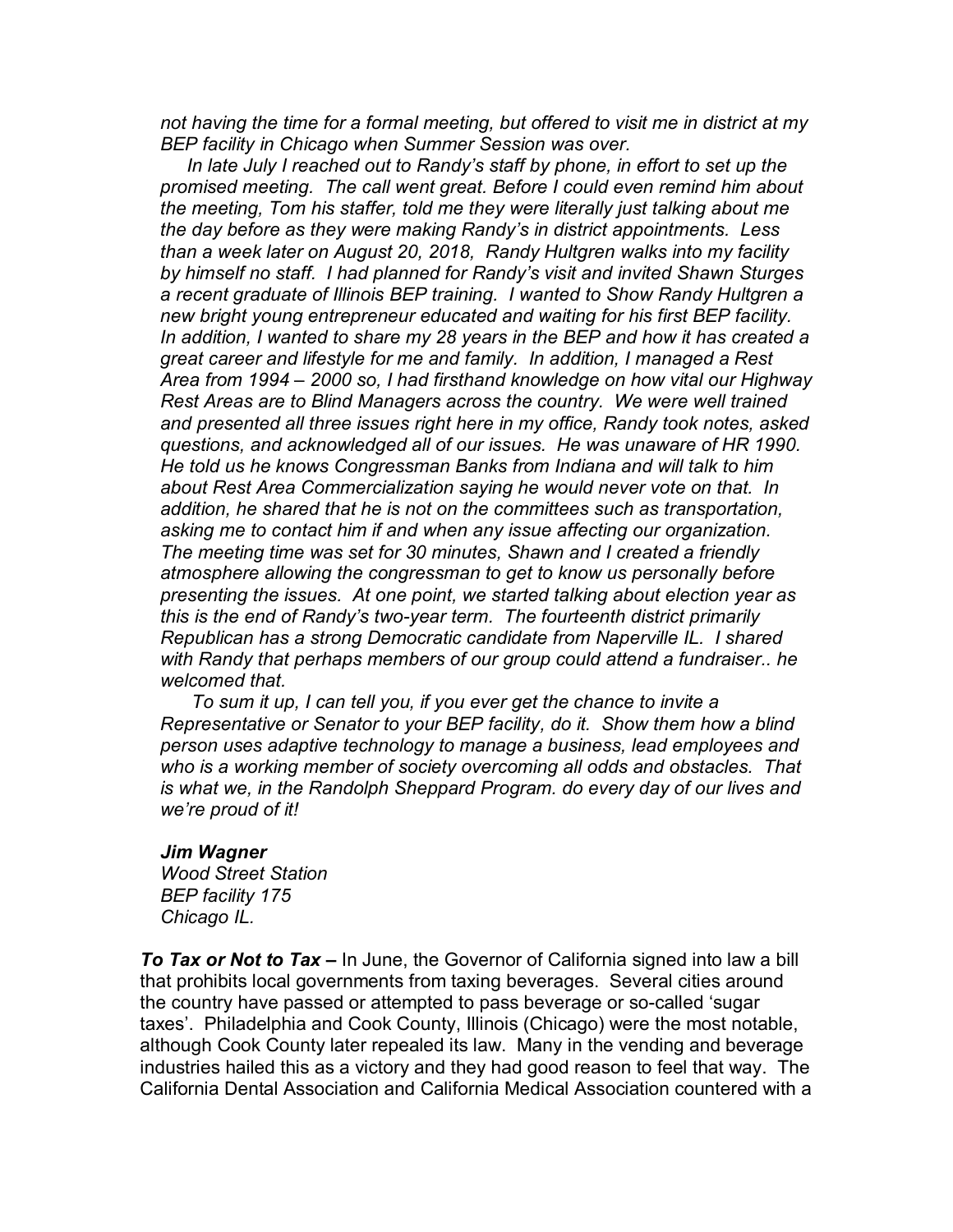*not having the time for a formal meeting, but offered to visit me in district at my BEP facility in Chicago when Summer Session was over.*

*In late July I reached out to Randy's staff by phone, in effort to set up the promised meeting. The call went great. Before I could even remind him about the meeting, Tom his staffer, told me they were literally just talking about me the day before as they were making Randy's in district appointments. Less than a week later on August 20, 2018, Randy Hultgren walks into my facility by himself no staff. I had planned for Randy's visit and invited Shawn Sturges a recent graduate of Illinois BEP training. I wanted to Show Randy Hultgren a new bright young entrepreneur educated and waiting for his first BEP facility. In addition, I wanted to share my 28 years in the BEP and how it has created a great career and lifestyle for me and family. In addition, I managed a Rest Area from 1994 – 2000 so, I had firsthand knowledge on how vital our Highway Rest Areas are to Blind Managers across the country. We were well trained and presented all three issues right here in my office, Randy took notes, asked questions, and acknowledged all of our issues. He was unaware of HR 1990. He told us he knows Congressman Banks from Indiana and will talk to him about Rest Area Commercialization saying he would never vote on that. In addition, he shared that he is not on the committees such as transportation, asking me to contact him if and when any issue affecting our organization. The meeting time was set for 30 minutes, Shawn and I created a friendly atmosphere allowing the congressman to get to know us personally before presenting the issues. At one point, we started talking about election year as this is the end of Randy's two-year term. The fourteenth district primarily Republican has a strong Democratic candidate from Naperville IL. I shared with Randy that perhaps members of our group could attend a fundraiser.. he welcomed that.*

*To sum it up, I can tell you, if you ever get the chance to invite a Representative or Senator to your BEP facility, do it. Show them how a blind person uses adaptive technology to manage a business, lead employees and who is a working member of society overcoming all odds and obstacles. That is what we, in the Randolph Sheppard Program. do every day of our lives and we're proud of it!*

***Jim Wagner***
*Wood Street Station*
*BEP facility 175*
*Chicago IL.*

***To Tax or Not to Tax –*** In June, the Governor of California signed into law a bill that prohibits local governments from taxing beverages. Several cities around the country have passed or attempted to pass beverage or so-called 'sugar taxes'. Philadelphia and Cook County, Illinois (Chicago) were the most notable, although Cook County later repealed its law. Many in the vending and beverage industries hailed this as a victory and they had good reason to feel that way. The California Dental Association and California Medical Association countered with a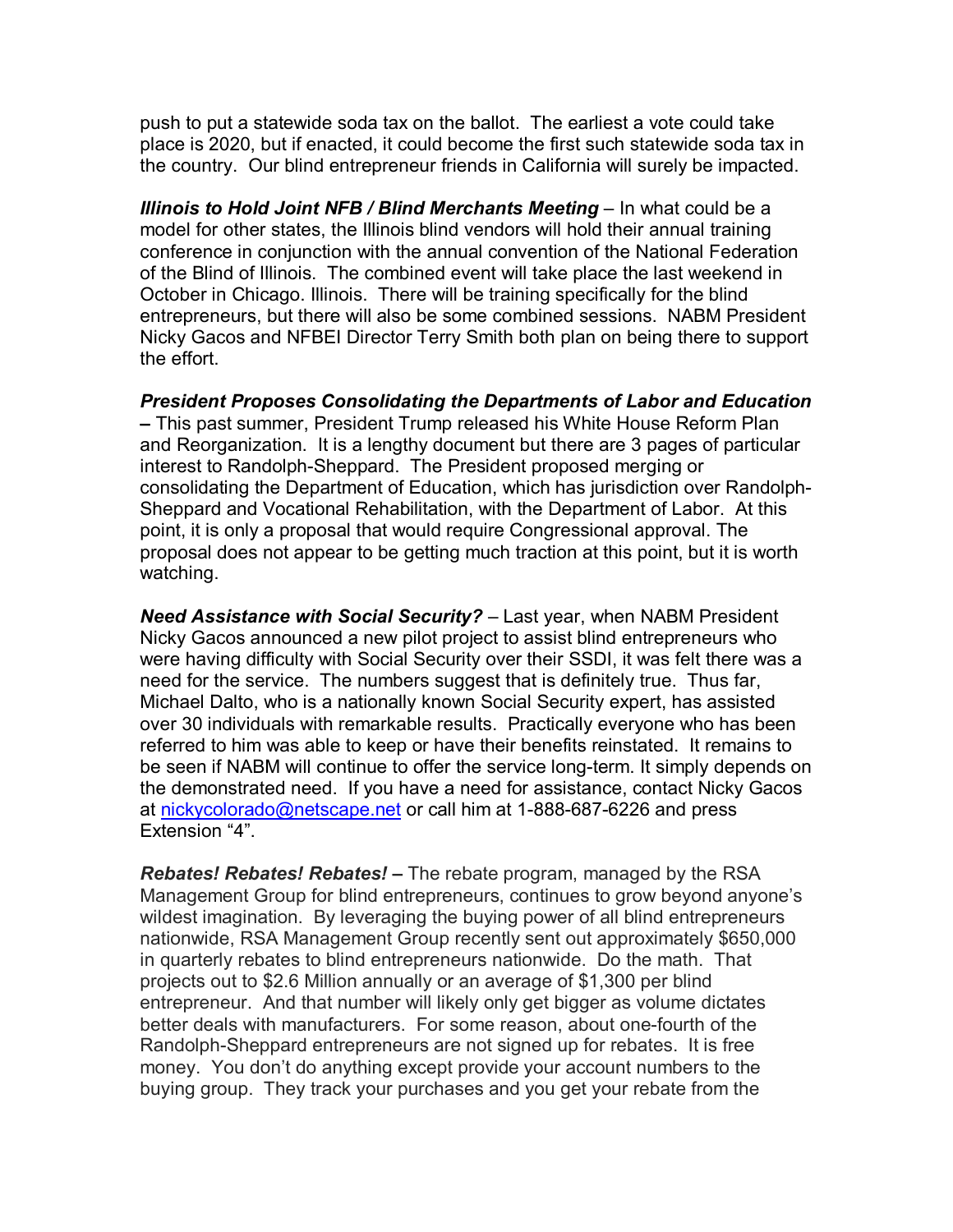push to put a statewide soda tax on the ballot. The earliest a vote could take place is 2020, but if enacted, it could become the first such statewide soda tax in the country. Our blind entrepreneur friends in California will surely be impacted.

***Illinois to Hold Joint NFB / Blind Merchants Meeting*** – In what could be a model for other states, the Illinois blind vendors will hold their annual training conference in conjunction with the annual convention of the National Federation of the Blind of Illinois. The combined event will take place the last weekend in October in Chicago. Illinois. There will be training specifically for the blind entrepreneurs, but there will also be some combined sessions. NABM President Nicky Gacos and NFBEI Director Terry Smith both plan on being there to support the effort.

***President Proposes Consolidating the Departments of Labor and Education*** **–** This past summer, President Trump released his White House Reform Plan and Reorganization. It is a lengthy document but there are 3 pages of particular interest to Randolph-Sheppard. The President proposed merging or consolidating the Department of Education, which has jurisdiction over Randolph-Sheppard and Vocational Rehabilitation, with the Department of Labor. At this point, it is only a proposal that would require Congressional approval. The proposal does not appear to be getting much traction at this point, but it is worth watching.

***Need Assistance with Social Security?*** – Last year, when NABM President Nicky Gacos announced a new pilot project to assist blind entrepreneurs who were having difficulty with Social Security over their SSDI, it was felt there was a need for the service. The numbers suggest that is definitely true. Thus far, Michael Dalto, who is a nationally known Social Security expert, has assisted over 30 individuals with remarkable results. Practically everyone who has been referred to him was able to keep or have their benefits reinstated. It remains to be seen if NABM will continue to offer the service long-term. It simply depends on the demonstrated need. If you have a need for assistance, contact Nicky Gacos at nickycolorado@netscape.net or call him at 1-888-687-6226 and press Extension "4".

***Rebates! Rebates! Rebates!*** **–** The rebate program, managed by the RSA Management Group for blind entrepreneurs, continues to grow beyond anyone's wildest imagination. By leveraging the buying power of all blind entrepreneurs nationwide, RSA Management Group recently sent out approximately $650,000 in quarterly rebates to blind entrepreneurs nationwide. Do the math. That projects out to $2.6 Million annually or an average of $1,300 per blind entrepreneur. And that number will likely only get bigger as volume dictates better deals with manufacturers. For some reason, about one-fourth of the Randolph-Sheppard entrepreneurs are not signed up for rebates. It is free money. You don't do anything except provide your account numbers to the buying group. They track your purchases and you get your rebate from the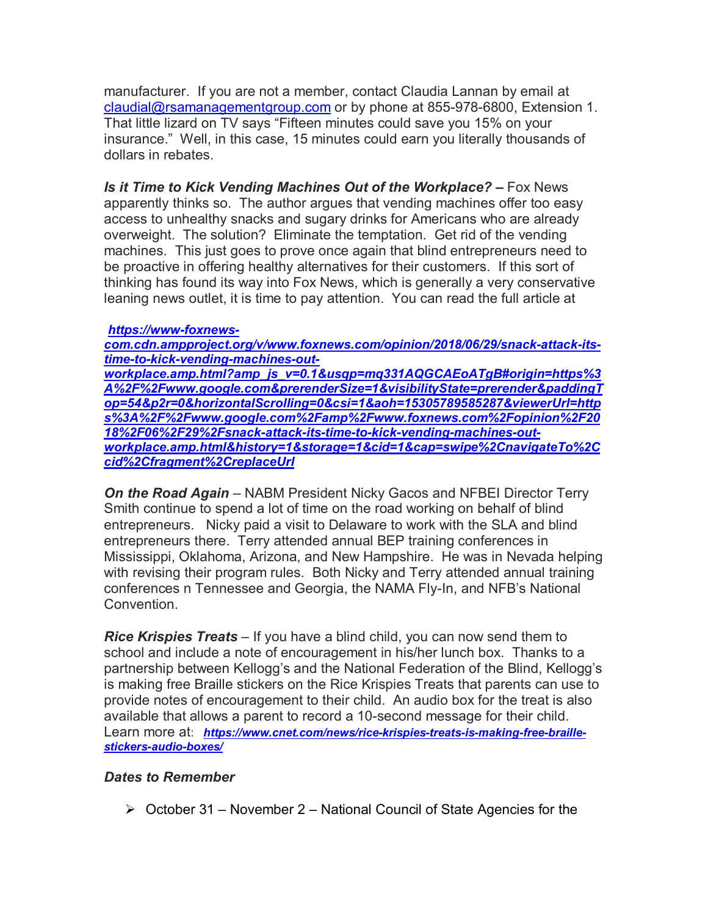manufacturer. If you are not a member, contact Claudia Lannan by email at claudial@rsamanagementgroup.com or by phone at 855-978-6800, Extension 1. That little lizard on TV says "Fifteen minutes could save you 15% on your insurance." Well, in this case, 15 minutes could earn you literally thousands of dollars in rebates.

***Is it Time to Kick Vending Machines Out of the Workplace? –*** Fox News apparently thinks so. The author argues that vending machines offer too easy access to unhealthy snacks and sugary drinks for Americans who are already overweight. The solution? Eliminate the temptation. Get rid of the vending machines. This just goes to prove once again that blind entrepreneurs need to be proactive in offering healthy alternatives for their customers. If this sort of thinking has found its way into Fox News, which is generally a very conservative leaning news outlet, it is time to pay attention. You can read the full article at

***https://www-foxnews-com.cdn.ampproject.org/v/www.foxnews.com/opinion/2018/06/29/snack-attack-its-time-to-kick-vending-machines-out-workplace.amp.html?amp_js_v=0.1&usqp=mq331AQGCAEoATgB#origin=https%3A%2F%2Fwww.google.com&prerenderSize=1&visibilityState=prerender&paddingTop=54&p2r=0&horizontalScrolling=0&csi=1&aoh=15305789585287&viewerUrl=https%3A%2F%2Fwww.google.com%2Famp%2Fwww.foxnews.com%2Fopinion%2F2018%2F06%2F29%2Fsnack-attack-its-time-to-kick-vending-machines-out-workplace.amp.html&history=1&storage=1&cid=1&cap=swipe%2CnavigateTo%2Ccid%2Cfragment%2CreplaceUrl***

***On the Road Again*** – NABM President Nicky Gacos and NFBEI Director Terry Smith continue to spend a lot of time on the road working on behalf of blind entrepreneurs. Nicky paid a visit to Delaware to work with the SLA and blind entrepreneurs there. Terry attended annual BEP training conferences in Mississippi, Oklahoma, Arizona, and New Hampshire. He was in Nevada helping with revising their program rules. Both Nicky and Terry attended annual training conferences n Tennessee and Georgia, the NAMA Fly-In, and NFB's National Convention.

***Rice Krispies Treats*** – If you have a blind child, you can now send them to school and include a note of encouragement in his/her lunch box. Thanks to a partnership between Kellogg's and the National Federation of the Blind, Kellogg's is making free Braille stickers on the Rice Krispies Treats that parents can use to provide notes of encouragement to their child. An audio box for the treat is also available that allows a parent to record a 10-second message for their child. Learn more at: ***https://www.cnet.com/news/rice-krispies-treats-is-making-free-braille-stickers-audio-boxes/***

***Dates to Remember***

- October 31 – November 2 – National Council of State Agencies for the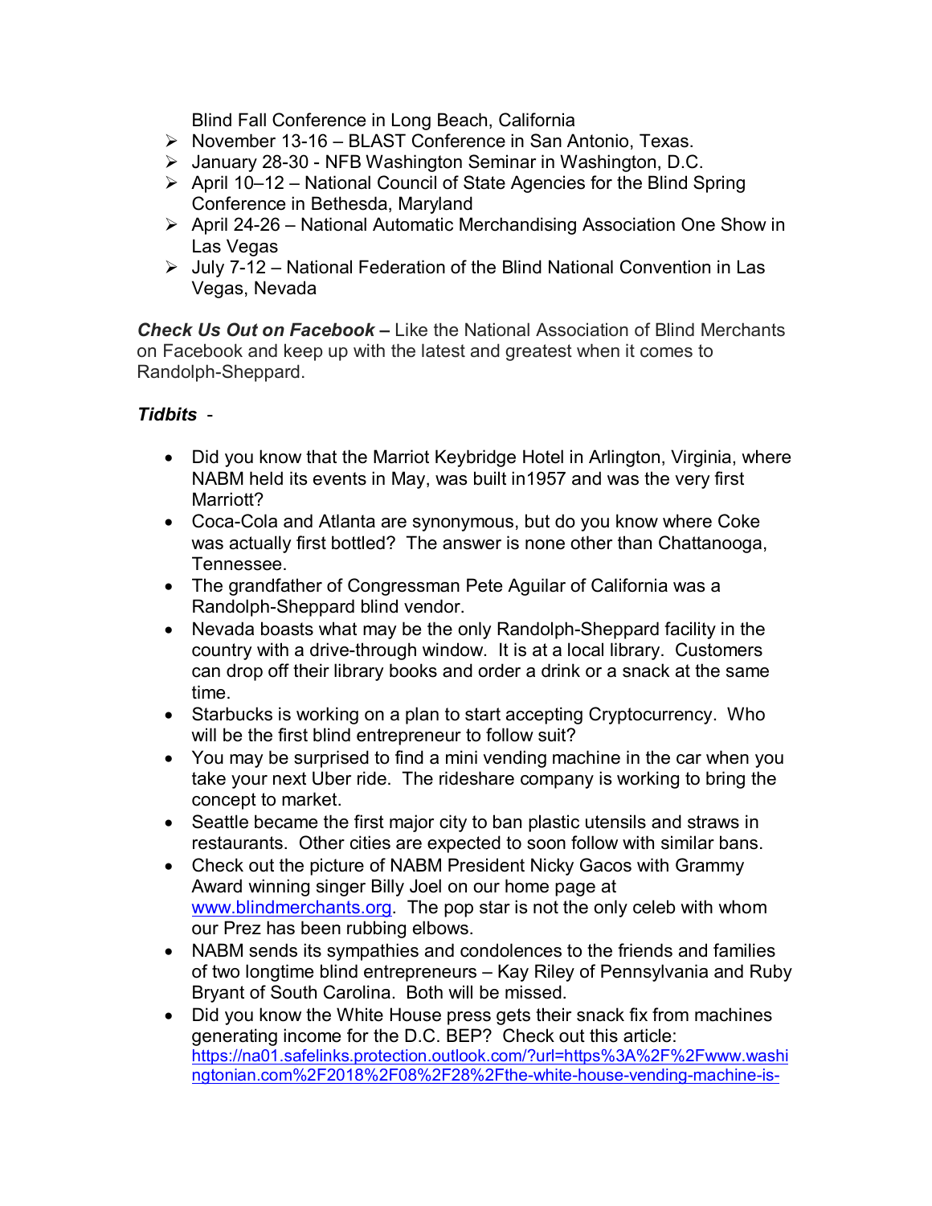Blind Fall Conference in Long Beach, California

- November 13-16 – BLAST Conference in San Antonio, Texas.
- January 28-30 - NFB Washington Seminar in Washington, D.C.
- April 10–12 – National Council of State Agencies for the Blind Spring Conference in Bethesda, Maryland
- April 24-26 – National Automatic Merchandising Association One Show in Las Vegas
- July 7-12 – National Federation of the Blind National Convention in Las Vegas, Nevada

***Check Us Out on Facebook –*** Like the National Association of Blind Merchants on Facebook and keep up with the latest and greatest when it comes to Randolph-Sheppard.

***Tidbits*** -

- Did you know that the Marriot Keybridge Hotel in Arlington, Virginia, where NABM held its events in May, was built in1957 and was the very first Marriott?
- Coca-Cola and Atlanta are synonymous, but do you know where Coke was actually first bottled? The answer is none other than Chattanooga, Tennessee.
- The grandfather of Congressman Pete Aguilar of California was a Randolph-Sheppard blind vendor.
- Nevada boasts what may be the only Randolph-Sheppard facility in the country with a drive-through window. It is at a local library. Customers can drop off their library books and order a drink or a snack at the same time.
- Starbucks is working on a plan to start accepting Cryptocurrency. Who will be the first blind entrepreneur to follow suit?
- You may be surprised to find a mini vending machine in the car when you take your next Uber ride. The rideshare company is working to bring the concept to market.
- Seattle became the first major city to ban plastic utensils and straws in restaurants. Other cities are expected to soon follow with similar bans.
- Check out the picture of NABM President Nicky Gacos with Grammy Award winning singer Billy Joel on our home page at [www.blindmerchants.org](www.blindmerchants.org). The pop star is not the only celeb with whom our Prez has been rubbing elbows.
- NABM sends its sympathies and condolences to the friends and families of two longtime blind entrepreneurs – Kay Riley of Pennsylvania and Ruby Bryant of South Carolina. Both will be missed.
- Did you know the White House press gets their snack fix from machines generating income for the D.C. BEP? Check out this article: https://na01.safelinks.protection.outlook.com/?url=https%3A%2F%2Fwww.washingtonian.com%2F2018%2F08%2F28%2Fthe-white-house-vending-machine-is-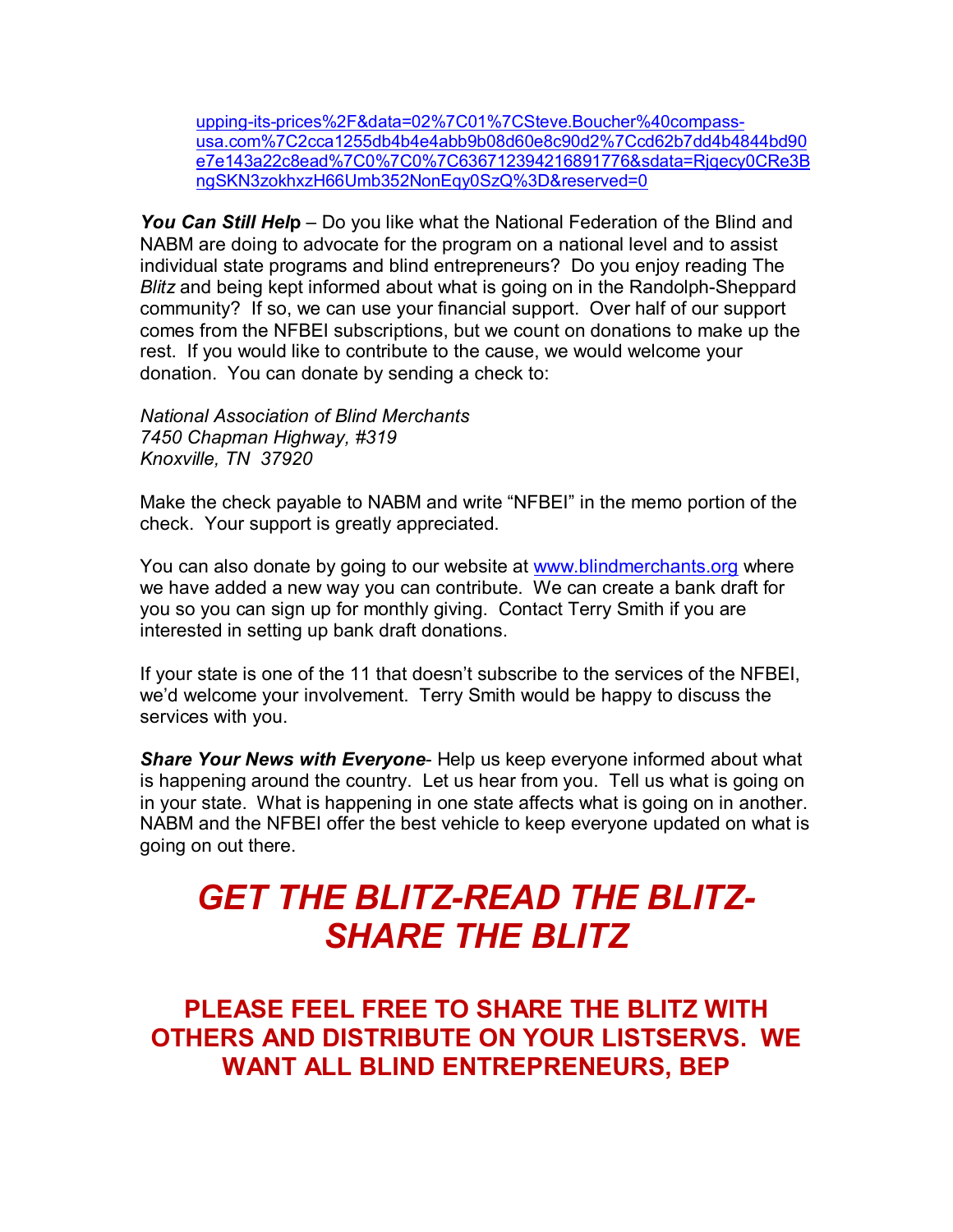upping-its-prices%2F&data=02%7C01%7CSteve.Boucher%40compass-usa.com%7C2cca1255db4b4e4abb9b08d60e8c90d2%7Ccd62b7dd4b4844bd90e7e143a22c8ead%7C0%7C0%7C636712394216891776&sdata=Rjqecy0CRe3BngSKN3zokhxzH66Umb352NonEqy0SzQ%3D&reserved=0

***You Can Still Help*** – Do you like what the National Federation of the Blind and NABM are doing to advocate for the program on a national level and to assist individual state programs and blind entrepreneurs? Do you enjoy reading The *Blitz* and being kept informed about what is going on in the Randolph-Sheppard community? If so, we can use your financial support. Over half of our support comes from the NFBEI subscriptions, but we count on donations to make up the rest. If you would like to contribute to the cause, we would welcome your donation. You can donate by sending a check to:

*National Association of Blind Merchants*
*7450 Chapman Highway, #319*
*Knoxville, TN 37920*

Make the check payable to NABM and write "NFBEI" in the memo portion of the check. Your support is greatly appreciated.

You can also donate by going to our website at www.blindmerchants.org where we have added a new way you can contribute. We can create a bank draft for you so you can sign up for monthly giving. Contact Terry Smith if you are interested in setting up bank draft donations.

If your state is one of the 11 that doesn't subscribe to the services of the NFBEI, we'd welcome your involvement. Terry Smith would be happy to discuss the services with you.

***Share Your News with Everyone***- Help us keep everyone informed about what is happening around the country. Let us hear from you. Tell us what is going on in your state. What is happening in one state affects what is going on in another. NABM and the NFBEI offer the best vehicle to keep everyone updated on what is going on out there.

# *GET THE BLITZ-READ THE BLITZ-SHARE THE BLITZ*

## PLEASE FEEL FREE TO SHARE THE BLITZ WITH OTHERS AND DISTRIBUTE ON YOUR LISTSERVS. WE WANT ALL BLIND ENTREPRENEURS, BEP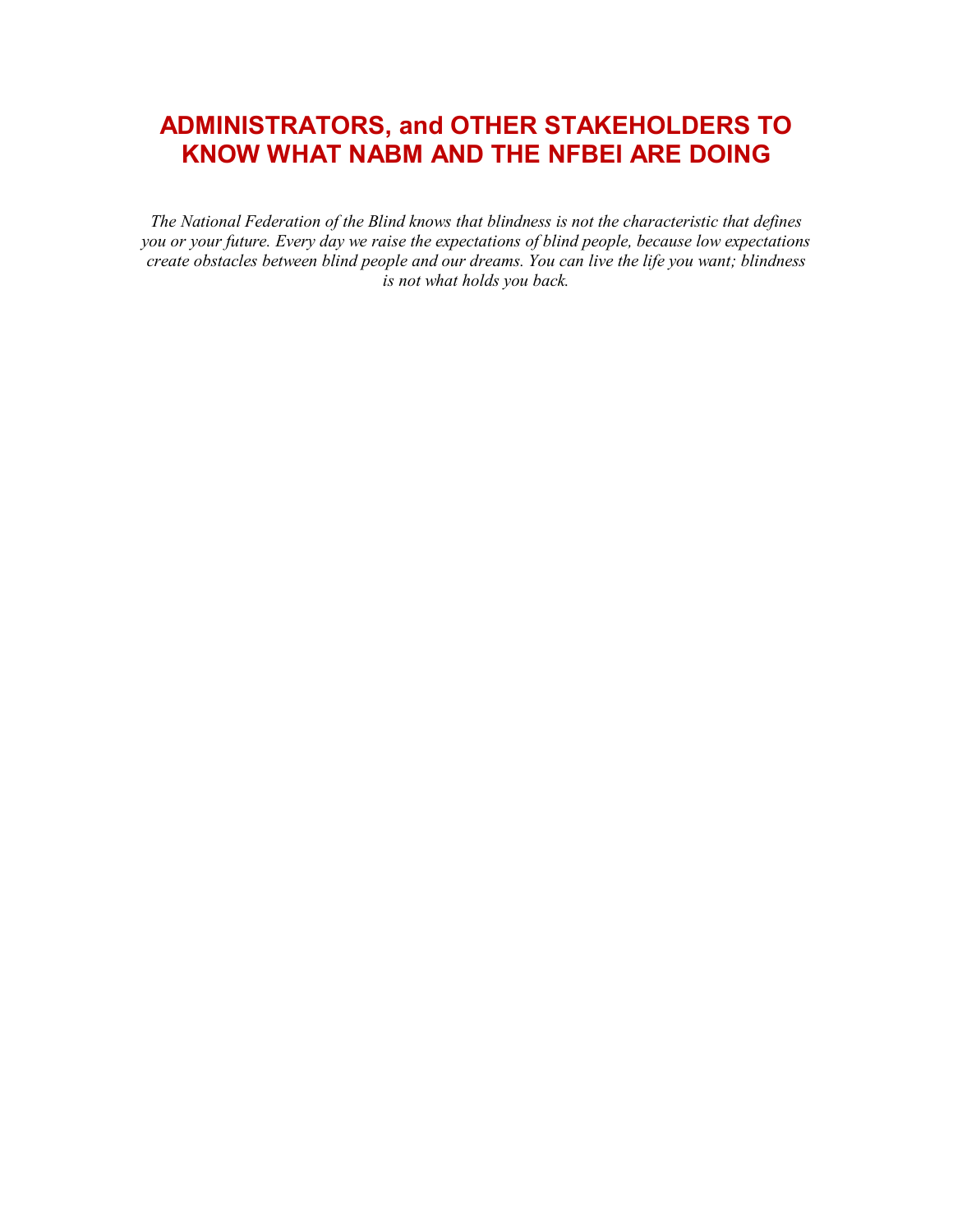## ADMINISTRATORS, and OTHER STAKEHOLDERS TO KNOW WHAT NABM AND THE NFBEI ARE DOING

*The National Federation of the Blind knows that blindness is not the characteristic that defines you or your future. Every day we raise the expectations of blind people, because low expectations create obstacles between blind people and our dreams. You can live the life you want; blindness is not what holds you back.*